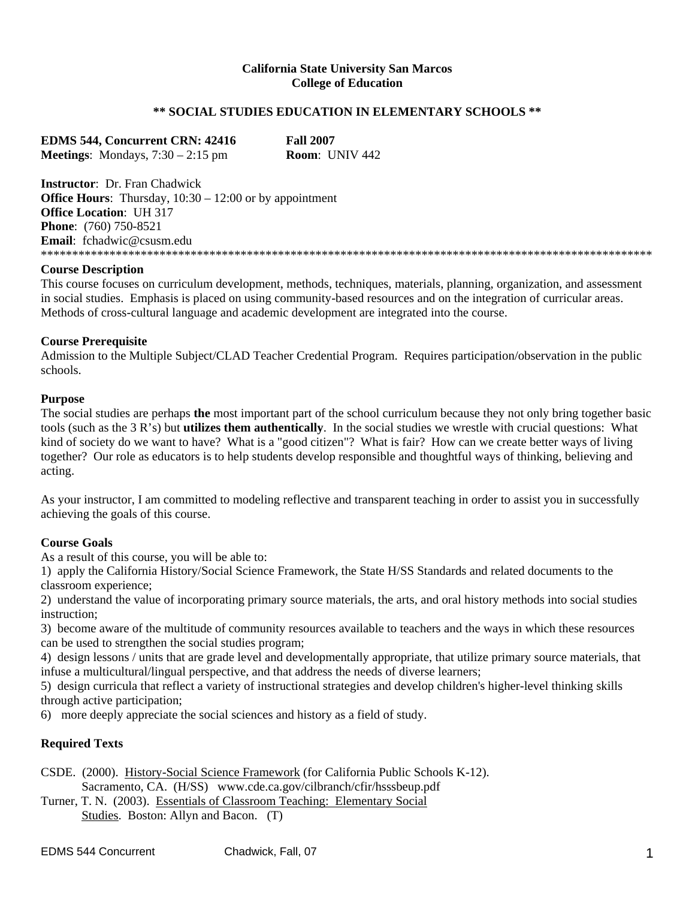**California State University San Marcos**
**College of Education**

**\*\* SOCIAL STUDIES EDUCATION IN ELEMENTARY SCHOOLS \*\***

**EDMS 544, Concurrent CRN: 42416** **Fall 2007**
**Meetings**: Mondays, 7:30 – 2:15 pm **Room**: UNIV 442

**Instructor**: Dr. Fran Chadwick
**Office Hours**: Thursday, 10:30 – 12:00 or by appointment
**Office Location**: UH 317
**Phone**: (760) 750-8521
**Email**: fchadwic@csusm.edu

\*\*\*\*\*\*\*\*\*\*\*\*\*\*\*\*\*\*\*\*\*\*\*\*\*\*\*\*\*\*\*\*\*\*\*\*\*\*\*\*\*\*\*\*\*\*\*\*\*\*\*\*\*\*\*\*\*\*\*\*\*\*\*\*\*\*\*\*\*\*\*\*\*\*\*\*\*\*\*\*\*\*\*\*\*\*\*\*\*\*\*\*\*\*\*\*\*\*\*\*

**Course Description**

This course focuses on curriculum development, methods, techniques, materials, planning, organization, and assessment in social studies. Emphasis is placed on using community-based resources and on the integration of curricular areas. Methods of cross-cultural language and academic development are integrated into the course.

**Course Prerequisite**

Admission to the Multiple Subject/CLAD Teacher Credential Program. Requires participation/observation in the public schools.

**Purpose**

The social studies are perhaps **the** most important part of the school curriculum because they not only bring together basic tools (such as the 3 R's) but **utilizes them authentically**. In the social studies we wrestle with crucial questions: What kind of society do we want to have? What is a "good citizen"? What is fair? How can we create better ways of living together? Our role as educators is to help students develop responsible and thoughtful ways of thinking, believing and acting.

As your instructor, I am committed to modeling reflective and transparent teaching in order to assist you in successfully achieving the goals of this course.

**Course Goals**

As a result of this course, you will be able to:

1) apply the California History/Social Science Framework, the State H/SS Standards and related documents to the classroom experience;
2) understand the value of incorporating primary source materials, the arts, and oral history methods into social studies instruction;
3) become aware of the multitude of community resources available to teachers and the ways in which these resources can be used to strengthen the social studies program;
4) design lessons / units that are grade level and developmentally appropriate, that utilize primary source materials, that infuse a multicultural/lingual perspective, and that address the needs of diverse learners;
5) design curricula that reflect a variety of instructional strategies and develop children's higher-level thinking skills through active participation;
6) more deeply appreciate the social sciences and history as a field of study.

**Required Texts**

CSDE. (2000). History-Social Science Framework (for California Public Schools K-12). Sacramento, CA. (H/SS) www.cde.ca.gov/cilbranch/cfir/hsssbeup.pdf

Turner, T. N. (2003). Essentials of Classroom Teaching: Elementary Social Studies. Boston: Allyn and Bacon. (T)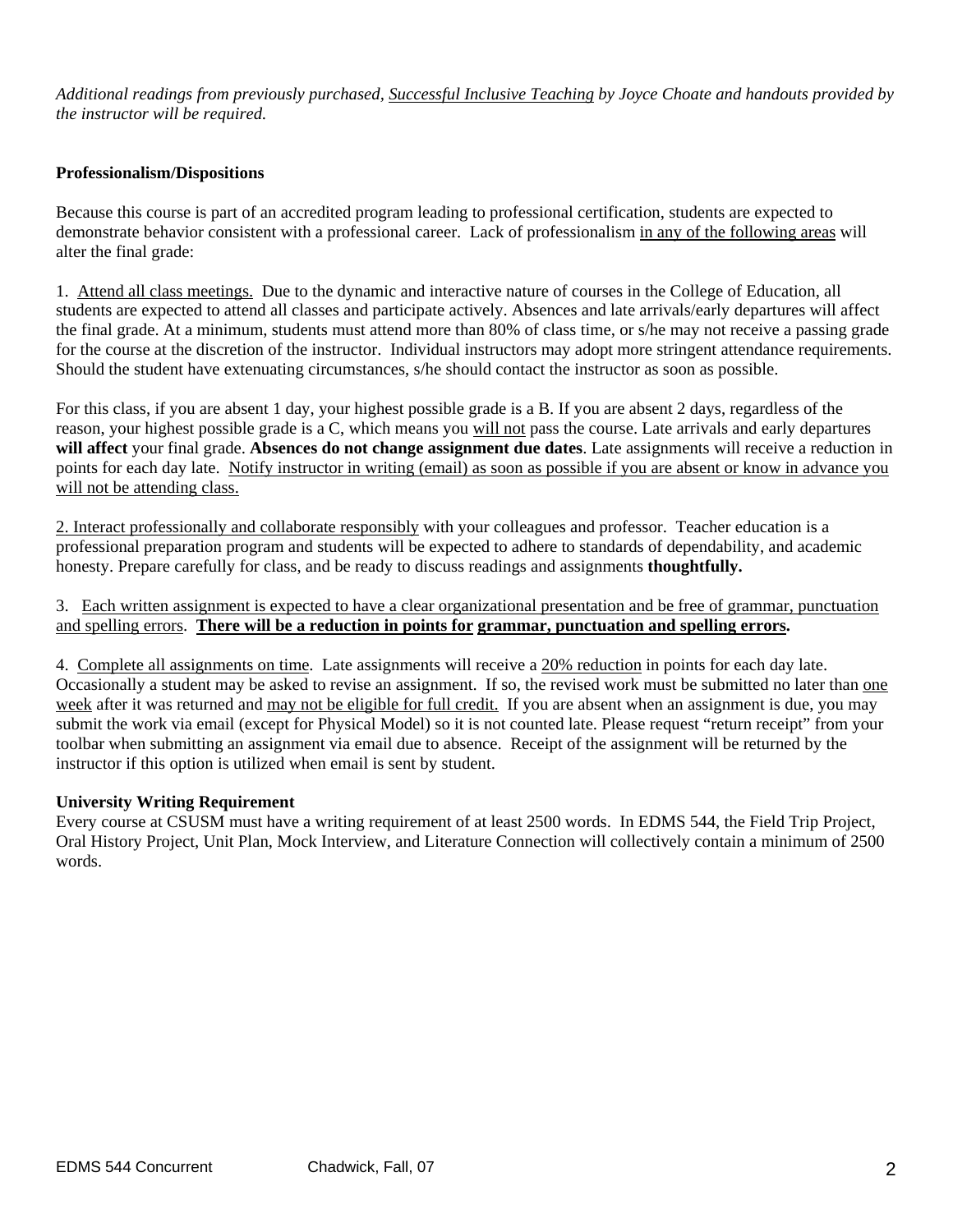*Additional readings from previously purchased, Successful Inclusive Teaching by Joyce Choate and handouts provided by the instructor will be required.*

**Professionalism/Dispositions**

Because this course is part of an accredited program leading to professional certification, students are expected to demonstrate behavior consistent with a professional career. Lack of professionalism in any of the following areas will alter the final grade:

1. Attend all class meetings. Due to the dynamic and interactive nature of courses in the College of Education, all students are expected to attend all classes and participate actively. Absences and late arrivals/early departures will affect the final grade. At a minimum, students must attend more than 80% of class time, or s/he may not receive a passing grade for the course at the discretion of the instructor. Individual instructors may adopt more stringent attendance requirements. Should the student have extenuating circumstances, s/he should contact the instructor as soon as possible.

For this class, if you are absent 1 day, your highest possible grade is a B. If you are absent 2 days, regardless of the reason, your highest possible grade is a C, which means you will not pass the course. Late arrivals and early departures **will affect** your final grade. **Absences do not change assignment due dates**. Late assignments will receive a reduction in points for each day late. Notify instructor in writing (email) as soon as possible if you are absent or know in advance you will not be attending class.

2. Interact professionally and collaborate responsibly with your colleagues and professor. Teacher education is a professional preparation program and students will be expected to adhere to standards of dependability, and academic honesty. Prepare carefully for class, and be ready to discuss readings and assignments **thoughtfully.**

3. Each written assignment is expected to have a clear organizational presentation and be free of grammar, punctuation and spelling errors. **There will be a reduction in points for grammar, punctuation and spelling errors.**

4. Complete all assignments on time. Late assignments will receive a 20% reduction in points for each day late. Occasionally a student may be asked to revise an assignment. If so, the revised work must be submitted no later than one week after it was returned and may not be eligible for full credit. If you are absent when an assignment is due, you may submit the work via email (except for Physical Model) so it is not counted late. Please request "return receipt" from your toolbar when submitting an assignment via email due to absence. Receipt of the assignment will be returned by the instructor if this option is utilized when email is sent by student.

**University Writing Requirement**

Every course at CSUSM must have a writing requirement of at least 2500 words. In EDMS 544, the Field Trip Project, Oral History Project, Unit Plan, Mock Interview, and Literature Connection will collectively contain a minimum of 2500 words.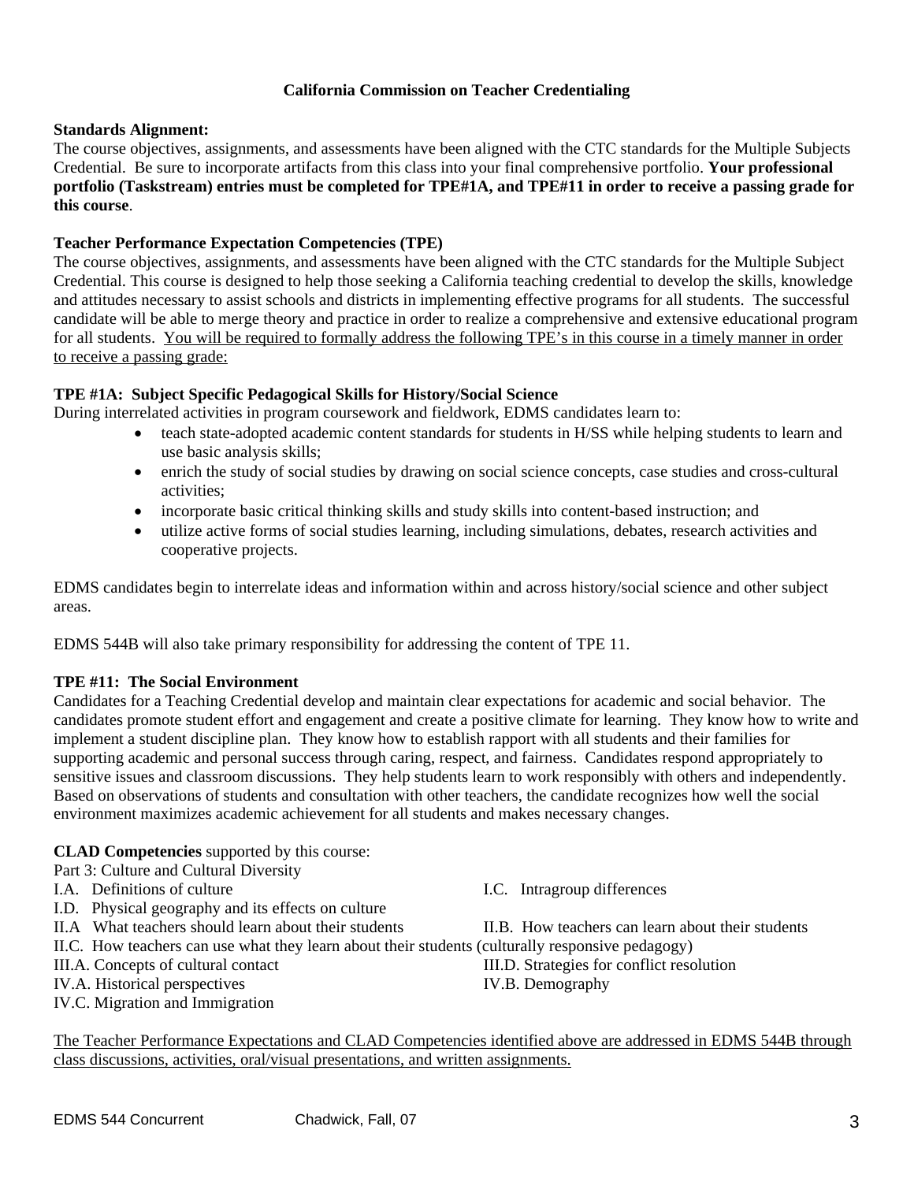## California Commission on Teacher Credentialing

**Standards Alignment:**
The course objectives, assignments, and assessments have been aligned with the CTC standards for the Multiple Subjects Credential. Be sure to incorporate artifacts from this class into your final comprehensive portfolio. **Your professional portfolio (Taskstream) entries must be completed for TPE#1A, and TPE#11 in order to receive a passing grade for this course**.

**Teacher Performance Expectation Competencies (TPE)**
The course objectives, assignments, and assessments have been aligned with the CTC standards for the Multiple Subject Credential. This course is designed to help those seeking a California teaching credential to develop the skills, knowledge and attitudes necessary to assist schools and districts in implementing effective programs for all students. The successful candidate will be able to merge theory and practice in order to realize a comprehensive and extensive educational program for all students. <u>You will be required to formally address the following TPE's in this course in a timely manner in order to receive a passing grade:</u>

**TPE #1A: Subject Specific Pedagogical Skills for History/Social Science**
During interrelated activities in program coursework and fieldwork, EDMS candidates learn to:

- teach state-adopted academic content standards for students in H/SS while helping students to learn and use basic analysis skills;
- enrich the study of social studies by drawing on social science concepts, case studies and cross-cultural activities;
- incorporate basic critical thinking skills and study skills into content-based instruction; and
- utilize active forms of social studies learning, including simulations, debates, research activities and cooperative projects.

EDMS candidates begin to interrelate ideas and information within and across history/social science and other subject areas.

EDMS 544B will also take primary responsibility for addressing the content of TPE 11.

**TPE #11: The Social Environment**
Candidates for a Teaching Credential develop and maintain clear expectations for academic and social behavior. The candidates promote student effort and engagement and create a positive climate for learning. They know how to write and implement a student discipline plan. They know how to establish rapport with all students and their families for supporting academic and personal success through caring, respect, and fairness. Candidates respond appropriately to sensitive issues and classroom discussions. They help students learn to work responsibly with others and independently. Based on observations of students and consultation with other teachers, the candidate recognizes how well the social environment maximizes academic achievement for all students and makes necessary changes.

**CLAD Competencies** supported by this course:
Part 3: Culture and Cultural Diversity

- I.A. Definitions of culture
- I.C. Intragroup differences
- I.D. Physical geography and its effects on culture
- II.A What teachers should learn about their students
- II.B. How teachers can learn about their students
- II.C. How teachers can use what they learn about their students (culturally responsive pedagogy)
- III.A. Concepts of cultural contact
- III.D. Strategies for conflict resolution
- IV.A. Historical perspectives
- IV.B. Demography
- IV.C. Migration and Immigration

<u>The Teacher Performance Expectations and CLAD Competencies identified above are addressed in EDMS 544B through class discussions, activities, oral/visual presentations, and written assignments.</u>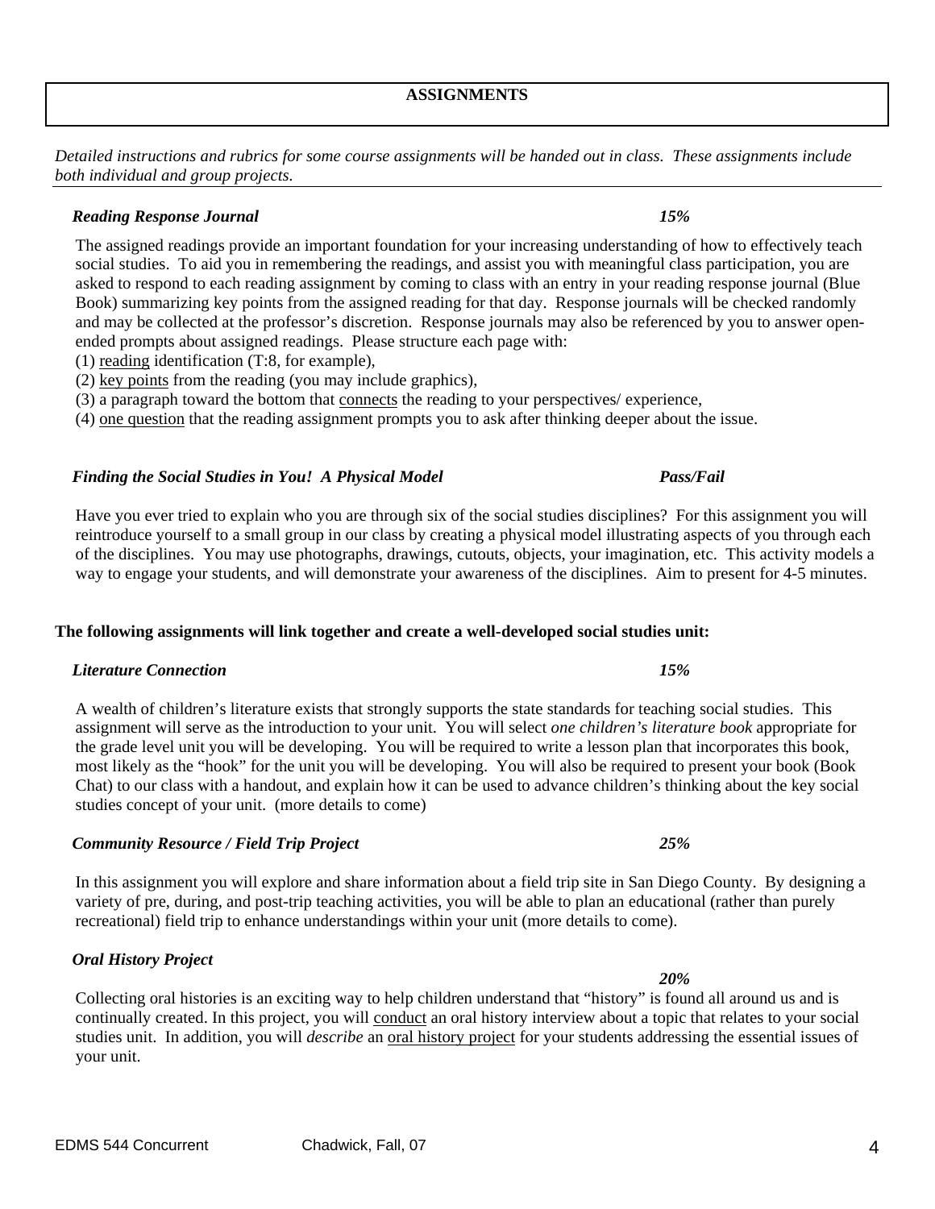## ASSIGNMENTS

*Detailed instructions and rubrics for some course assignments will be handed out in class. These assignments include both individual and group projects.*

***Reading Response Journal*** ***15%***

The assigned readings provide an important foundation for your increasing understanding of how to effectively teach social studies. To aid you in remembering the readings, and assist you with meaningful class participation, you are asked to respond to each reading assignment by coming to class with an entry in your reading response journal (Blue Book) summarizing key points from the assigned reading for that day. Response journals will be checked randomly and may be collected at the professor's discretion. Response journals may also be referenced by you to answer open-ended prompts about assigned readings. Please structure each page with:

(1) reading identification (T:8, for example),
(2) key points from the reading (you may include graphics),
(3) a paragraph toward the bottom that connects the reading to your perspectives/ experience,
(4) one question that the reading assignment prompts you to ask after thinking deeper about the issue.

***Finding the Social Studies in You! A Physical Model*** ***Pass/Fail***

Have you ever tried to explain who you are through six of the social studies disciplines? For this assignment you will reintroduce yourself to a small group in our class by creating a physical model illustrating aspects of you through each of the disciplines. You may use photographs, drawings, cutouts, objects, your imagination, etc. This activity models a way to engage your students, and will demonstrate your awareness of the disciplines. Aim to present for 4-5 minutes.

**The following assignments will link together and create a well-developed social studies unit:**

***Literature Connection*** ***15%***

A wealth of children's literature exists that strongly supports the state standards for teaching social studies. This assignment will serve as the introduction to your unit. You will select *one children's literature book* appropriate for the grade level unit you will be developing. You will be required to write a lesson plan that incorporates this book, most likely as the "hook" for the unit you will be developing. You will also be required to present your book (Book Chat) to our class with a handout, and explain how it can be used to advance children's thinking about the key social studies concept of your unit. (more details to come)

***Community Resource / Field Trip Project*** ***25%***

In this assignment you will explore and share information about a field trip site in San Diego County. By designing a variety of pre, during, and post-trip teaching activities, you will be able to plan an educational (rather than purely recreational) field trip to enhance understandings within your unit (more details to come).

***Oral History Project*** ***20%***

Collecting oral histories is an exciting way to help children understand that "history" is found all around us and is continually created. In this project, you will conduct an oral history interview about a topic that relates to your social studies unit. In addition, you will *describe* an oral history project for your students addressing the essential issues of your unit.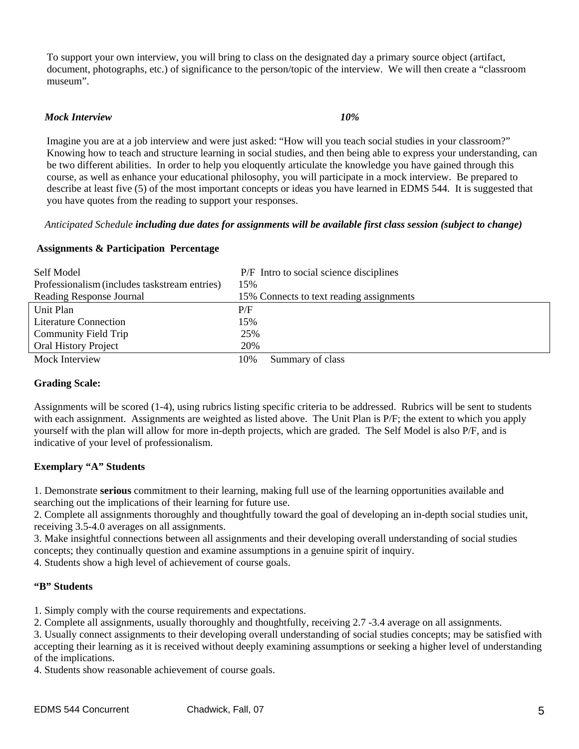To support your own interview, you will bring to class on the designated day a primary source object (artifact, document, photographs, etc.) of significance to the person/topic of the interview. We will then create a "classroom museum".

***Mock Interview*** ***10%***

Imagine you are at a job interview and were just asked: "How will you teach social studies in your classroom?" Knowing how to teach and structure learning in social studies, and then being able to express your understanding, can be two different abilities. In order to help you eloquently articulate the knowledge you have gained through this course, as well as enhance your educational philosophy, you will participate in a mock interview. Be prepared to describe at least five (5) of the most important concepts or ideas you have learned in EDMS 544. It is suggested that you have quotes from the reading to support your responses.

*Anticipated Schedule* ***including due dates for assignments will be available first class session (subject to change)***

**Assignments & Participation Percentage**

| Assignment | Percentage |
|---|---|
| Self Model | P/F Intro to social science disciplines |
| Professionalism (includes taskstream entries) | 15% |
| Reading Response Journal | 15% Connects to text reading assignments |
| Unit Plan | P/F |
| Literature Connection | 15% |
| Community Field Trip | 25% |
| Oral History Project | 20% |
| Mock Interview | 10% Summary of class |

**Grading Scale:**

Assignments will be scored (1-4), using rubrics listing specific criteria to be addressed. Rubrics will be sent to students with each assignment. Assignments are weighted as listed above. The Unit Plan is P/F; the extent to which you apply yourself with the plan will allow for more in-depth projects, which are graded. The Self Model is also P/F, and is indicative of your level of professionalism.

**Exemplary "A" Students**

1. Demonstrate **serious** commitment to their learning, making full use of the learning opportunities available and searching out the implications of their learning for future use.
2. Complete all assignments thoroughly and thoughtfully toward the goal of developing an in-depth social studies unit, receiving 3.5-4.0 averages on all assignments.
3. Make insightful connections between all assignments and their developing overall understanding of social studies concepts; they continually question and examine assumptions in a genuine spirit of inquiry.
4. Students show a high level of achievement of course goals.

**"B" Students**

1. Simply comply with the course requirements and expectations.
2. Complete all assignments, usually thoroughly and thoughtfully, receiving 2.7 -3.4 average on all assignments.
3. Usually connect assignments to their developing overall understanding of social studies concepts; may be satisfied with accepting their learning as it is received without deeply examining assumptions or seeking a higher level of understanding of the implications.
4. Students show reasonable achievement of course goals.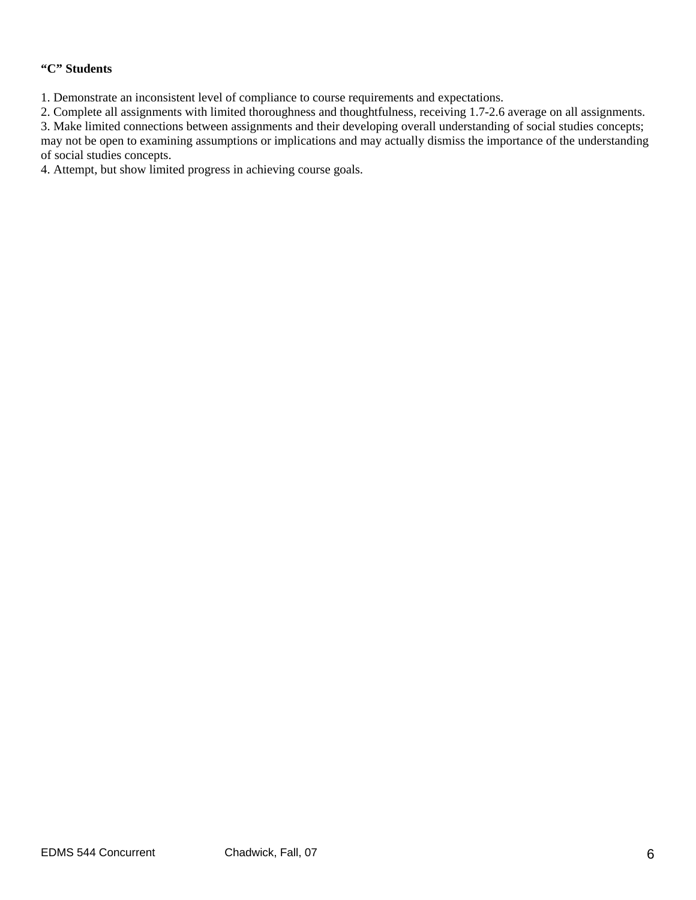**“C” Students**

1. Demonstrate an inconsistent level of compliance to course requirements and expectations.
2. Complete all assignments with limited thoroughness and thoughtfulness, receiving 1.7-2.6 average on all assignments.
3. Make limited connections between assignments and their developing overall understanding of social studies concepts; may not be open to examining assumptions or implications and may actually dismiss the importance of the understanding of social studies concepts.
4. Attempt, but show limited progress in achieving course goals.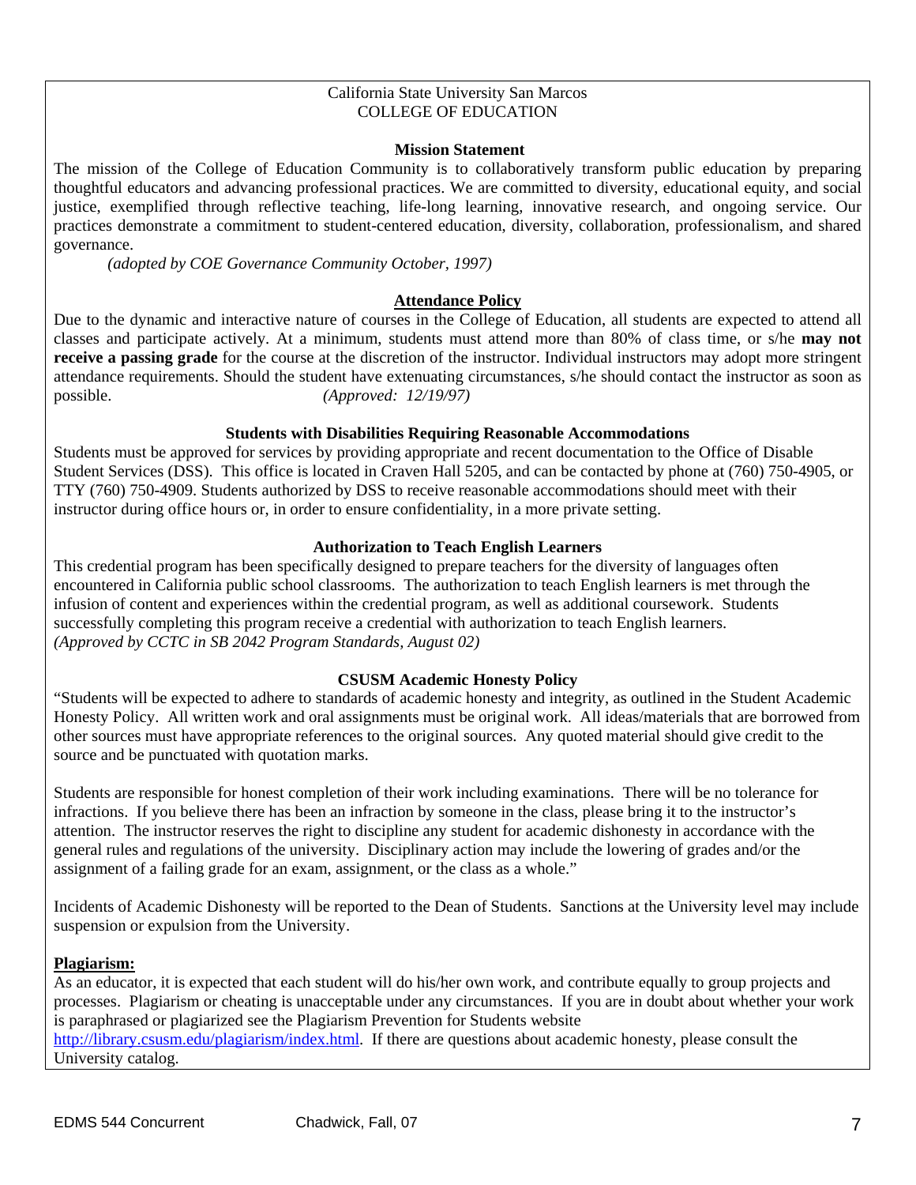California State University San Marcos
COLLEGE OF EDUCATION

**Mission Statement**

The mission of the College of Education Community is to collaboratively transform public education by preparing thoughtful educators and advancing professional practices. We are committed to diversity, educational equity, and social justice, exemplified through reflective teaching, life-long learning, innovative research, and ongoing service. Our practices demonstrate a commitment to student-centered education, diversity, collaboration, professionalism, and shared governance.

*(adopted by COE Governance Community October, 1997)*

**Attendance Policy**

Due to the dynamic and interactive nature of courses in the College of Education, all students are expected to attend all classes and participate actively. At a minimum, students must attend more than 80% of class time, or s/he **may not receive a passing grade** for the course at the discretion of the instructor. Individual instructors may adopt more stringent attendance requirements. Should the student have extenuating circumstances, s/he should contact the instructor as soon as possible. *(Approved: 12/19/97)*

**Students with Disabilities Requiring Reasonable Accommodations**

Students must be approved for services by providing appropriate and recent documentation to the Office of Disable Student Services (DSS). This office is located in Craven Hall 5205, and can be contacted by phone at (760) 750-4905, or TTY (760) 750-4909. Students authorized by DSS to receive reasonable accommodations should meet with their instructor during office hours or, in order to ensure confidentiality, in a more private setting.

**Authorization to Teach English Learners**

This credential program has been specifically designed to prepare teachers for the diversity of languages often encountered in California public school classrooms. The authorization to teach English learners is met through the infusion of content and experiences within the credential program, as well as additional coursework. Students successfully completing this program receive a credential with authorization to teach English learners.
*(Approved by CCTC in SB 2042 Program Standards, August 02)*

**CSUSM Academic Honesty Policy**

"Students will be expected to adhere to standards of academic honesty and integrity, as outlined in the Student Academic Honesty Policy. All written work and oral assignments must be original work. All ideas/materials that are borrowed from other sources must have appropriate references to the original sources. Any quoted material should give credit to the source and be punctuated with quotation marks.

Students are responsible for honest completion of their work including examinations. There will be no tolerance for infractions. If you believe there has been an infraction by someone in the class, please bring it to the instructor's attention. The instructor reserves the right to discipline any student for academic dishonesty in accordance with the general rules and regulations of the university. Disciplinary action may include the lowering of grades and/or the assignment of a failing grade for an exam, assignment, or the class as a whole."

Incidents of Academic Dishonesty will be reported to the Dean of Students. Sanctions at the University level may include suspension or expulsion from the University.

**Plagiarism:**

As an educator, it is expected that each student will do his/her own work, and contribute equally to group projects and processes. Plagiarism or cheating is unacceptable under any circumstances. If you are in doubt about whether your work is paraphrased or plagiarized see the Plagiarism Prevention for Students website http://library.csusm.edu/plagiarism/index.html. If there are questions about academic honesty, please consult the University catalog.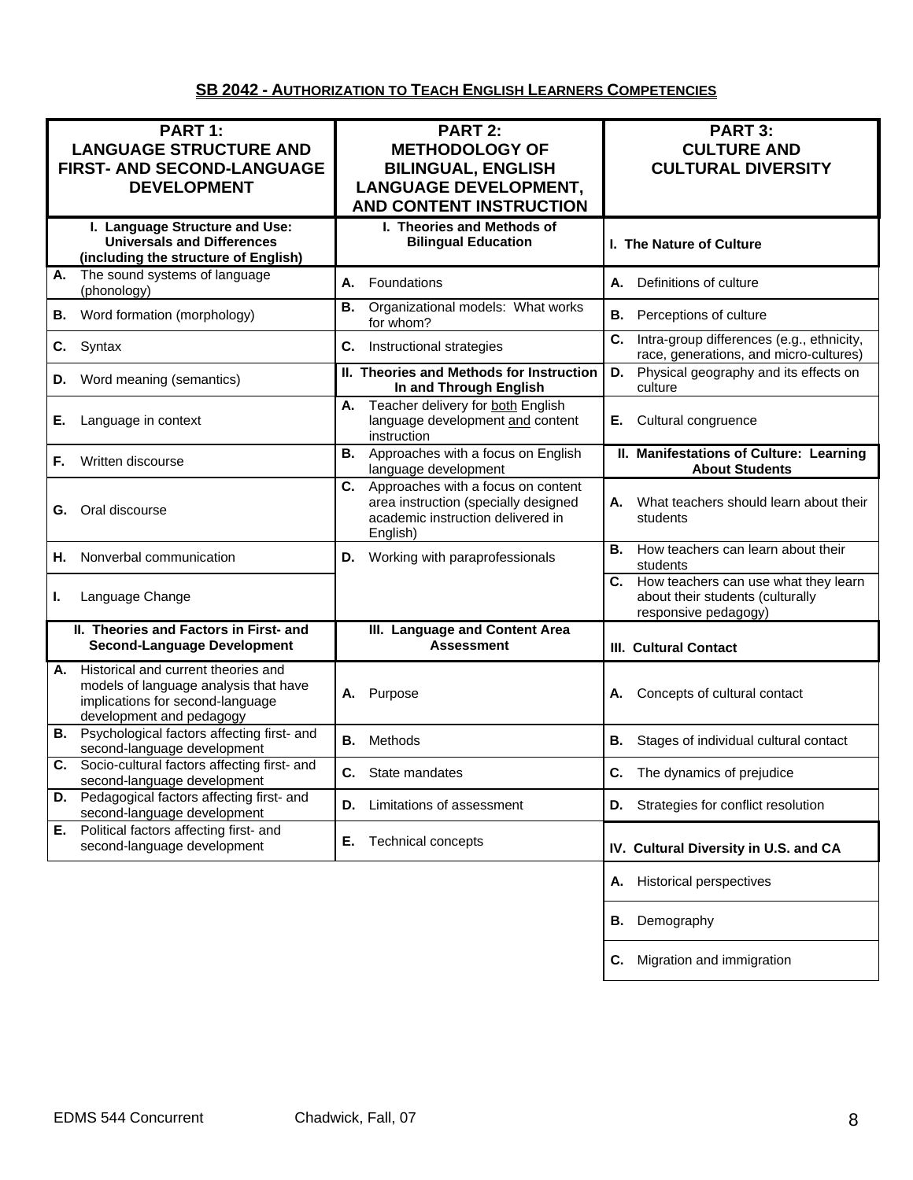## SB 2042 - AUTHORIZATION TO TEACH ENGLISH LEARNERS COMPETENCIES

| PART 1: LANGUAGE STRUCTURE AND FIRST- AND SECOND-LANGUAGE DEVELOPMENT | PART 2: METHODOLOGY OF BILINGUAL, ENGLISH LANGUAGE DEVELOPMENT, AND CONTENT INSTRUCTION | PART 3: CULTURE AND CULTURAL DIVERSITY |
|---|---|---|
| **I. Language Structure and Use: Universals and Differences (including the structure of English)** | **I. Theories and Methods of Bilingual Education** | **I. The Nature of Culture** |
| **A.** The sound systems of language (phonology) | **A.** Foundations | **A.** Definitions of culture |
| **B.** Word formation (morphology) | **B.** Organizational models: What works for whom? | **B.** Perceptions of culture |
| **C.** Syntax | **C.** Instructional strategies | **C.** Intra-group differences (e.g., ethnicity, race, generations, and micro-cultures) |
| **D.** Word meaning (semantics) | **II. Theories and Methods for Instruction In and Through English** | **D.** Physical geography and its effects on culture |
| **E.** Language in context | **A.** Teacher delivery for both English language development and content instruction | **E.** Cultural congruence |
| **F.** Written discourse | **B.** Approaches with a focus on English language development | **II. Manifestations of Culture: Learning About Students** |
| **G.** Oral discourse | **C.** Approaches with a focus on content area instruction (specially designed academic instruction delivered in English) | **A.** What teachers should learn about their students |
| **H.** Nonverbal communication | **D.** Working with paraprofessionals | **B.** How teachers can learn about their students |
| **I.** Language Change | | **C.** How teachers can use what they learn about their students (culturally responsive pedagogy) |
| **II. Theories and Factors in First- and Second-Language Development** | **III. Language and Content Area Assessment** | **III. Cultural Contact** |
| **A.** Historical and current theories and models of language analysis that have implications for second-language development and pedagogy | **A.** Purpose | **A.** Concepts of cultural contact |
| **B.** Psychological factors affecting first- and second-language development | **B.** Methods | **B.** Stages of individual cultural contact |
| **C.** Socio-cultural factors affecting first- and second-language development | **C.** State mandates | **C.** The dynamics of prejudice |
| **D.** Pedagogical factors affecting first- and second-language development | **D.** Limitations of assessment | **D.** Strategies for conflict resolution |
| **E.** Political factors affecting first- and second-language development | **E.** Technical concepts | **IV. Cultural Diversity in U.S. and CA** |
| | | **A.** Historical perspectives |
| | | **B.** Demography |
| | | **C.** Migration and immigration |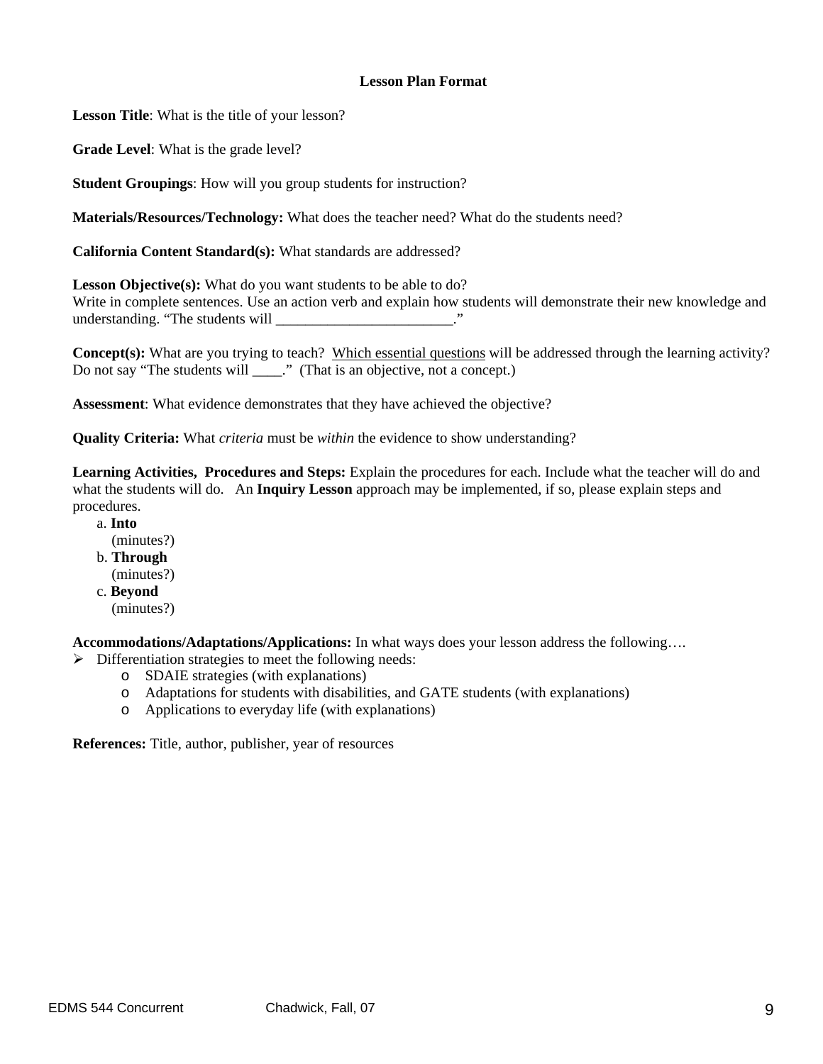# Lesson Plan Format

**Lesson Title**: What is the title of your lesson?

**Grade Level**: What is the grade level?

**Student Groupings**: How will you group students for instruction?

**Materials/Resources/Technology:** What does the teacher need? What do the students need?

**California Content Standard(s):** What standards are addressed?

**Lesson Objective(s):** What do you want students to be able to do?
Write in complete sentences. Use an action verb and explain how students will demonstrate their new knowledge and understanding. "The students will ________________________."

**Concept(s):** What are you trying to teach? Which essential questions will be addressed through the learning activity? Do not say "The students will ____." (That is an objective, not a concept.)

**Assessment**: What evidence demonstrates that they have achieved the objective?

**Quality Criteria:** What *criteria* must be *within* the evidence to show understanding?

**Learning Activities, Procedures and Steps:** Explain the procedures for each. Include what the teacher will do and what the students will do. An **Inquiry Lesson** approach may be implemented, if so, please explain steps and procedures.

a. **Into**
   (minutes?)
b. **Through**
   (minutes?)
c. **Beyond**
   (minutes?)

**Accommodations/Adaptations/Applications:** In what ways does your lesson address the following….

- Differentiation strategies to meet the following needs:
  - SDAIE strategies (with explanations)
  - Adaptations for students with disabilities, and GATE students (with explanations)
  - Applications to everyday life (with explanations)

**References:** Title, author, publisher, year of resources